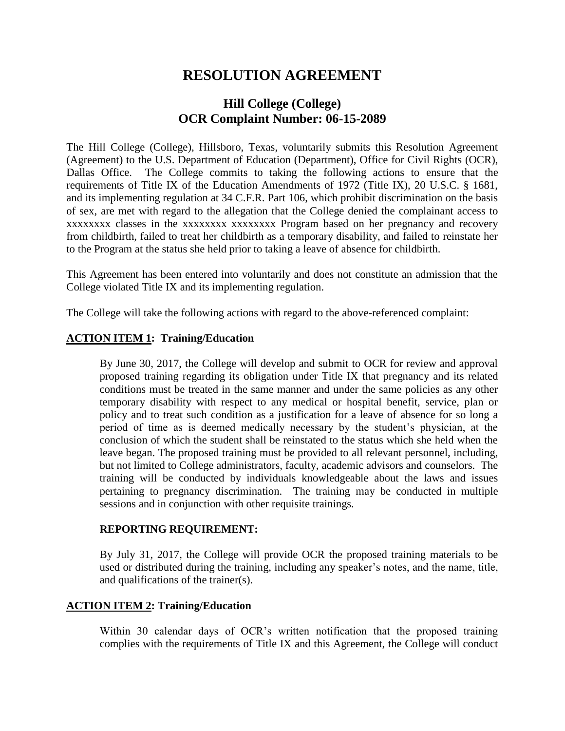# RESOLUTION AGREEMENT

## Hill College (College)
## OCR Complaint Number: 06-15-2089

The Hill College (College), Hillsboro, Texas, voluntarily submits this Resolution Agreement (Agreement) to the U.S. Department of Education (Department), Office for Civil Rights (OCR), Dallas Office. The College commits to taking the following actions to ensure that the requirements of Title IX of the Education Amendments of 1972 (Title IX), 20 U.S.C. § 1681, and its implementing regulation at 34 C.F.R. Part 106, which prohibit discrimination on the basis of sex, are met with regard to the allegation that the College denied the complainant access to xxxxxxxx classes in the xxxxxxxx xxxxxxxx Program based on her pregnancy and recovery from childbirth, failed to treat her childbirth as a temporary disability, and failed to reinstate her to the Program at the status she held prior to taking a leave of absence for childbirth.

This Agreement has been entered into voluntarily and does not constitute an admission that the College violated Title IX and its implementing regulation.

The College will take the following actions with regard to the above-referenced complaint:

**ACTION ITEM 1: Training/Education**

By June 30, 2017, the College will develop and submit to OCR for review and approval proposed training regarding its obligation under Title IX that pregnancy and its related conditions must be treated in the same manner and under the same policies as any other temporary disability with respect to any medical or hospital benefit, service, plan or policy and to treat such condition as a justification for a leave of absence for so long a period of time as is deemed medically necessary by the student's physician, at the conclusion of which the student shall be reinstated to the status which she held when the leave began. The proposed training must be provided to all relevant personnel, including, but not limited to College administrators, faculty, academic advisors and counselors. The training will be conducted by individuals knowledgeable about the laws and issues pertaining to pregnancy discrimination. The training may be conducted in multiple sessions and in conjunction with other requisite trainings.

**REPORTING REQUIREMENT:**

By July 31, 2017, the College will provide OCR the proposed training materials to be used or distributed during the training, including any speaker's notes, and the name, title, and qualifications of the trainer(s).

**ACTION ITEM 2: Training/Education**

Within 30 calendar days of OCR's written notification that the proposed training complies with the requirements of Title IX and this Agreement, the College will conduct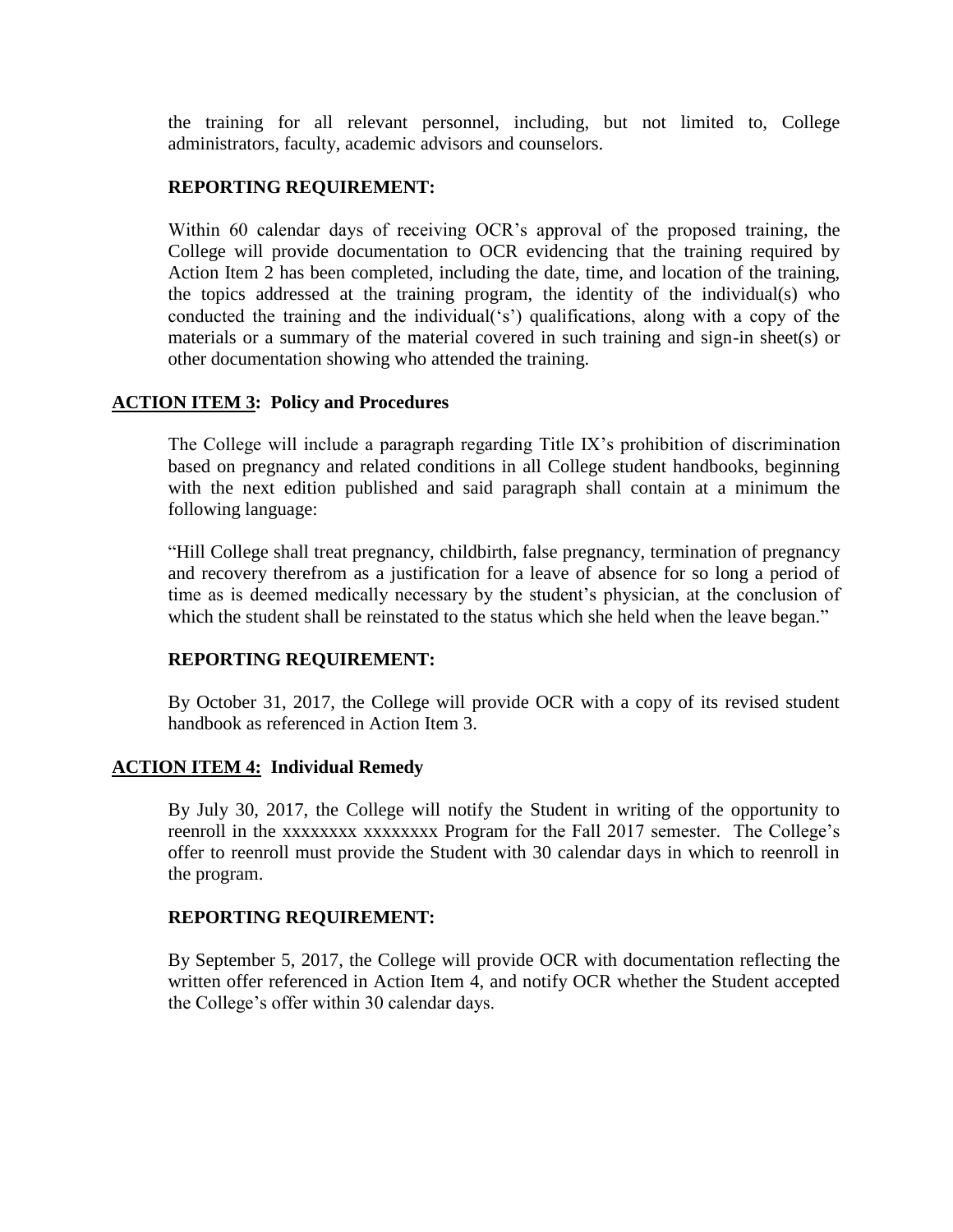the training for all relevant personnel, including, but not limited to, College administrators, faculty, academic advisors and counselors.

**REPORTING REQUIREMENT:**

Within 60 calendar days of receiving OCR's approval of the proposed training, the College will provide documentation to OCR evidencing that the training required by Action Item 2 has been completed, including the date, time, and location of the training, the topics addressed at the training program, the identity of the individual(s) who conducted the training and the individual('s') qualifications, along with a copy of the materials or a summary of the material covered in such training and sign-in sheet(s) or other documentation showing who attended the training.

**ACTION ITEM 3: Policy and Procedures**

The College will include a paragraph regarding Title IX's prohibition of discrimination based on pregnancy and related conditions in all College student handbooks, beginning with the next edition published and said paragraph shall contain at a minimum the following language:

"Hill College shall treat pregnancy, childbirth, false pregnancy, termination of pregnancy and recovery therefrom as a justification for a leave of absence for so long a period of time as is deemed medically necessary by the student's physician, at the conclusion of which the student shall be reinstated to the status which she held when the leave began."

**REPORTING REQUIREMENT:**

By October 31, 2017, the College will provide OCR with a copy of its revised student handbook as referenced in Action Item 3.

**ACTION ITEM 4: Individual Remedy**

By July 30, 2017, the College will notify the Student in writing of the opportunity to reenroll in the xxxxxxxx xxxxxxxx Program for the Fall 2017 semester. The College's offer to reenroll must provide the Student with 30 calendar days in which to reenroll in the program.

**REPORTING REQUIREMENT:**

By September 5, 2017, the College will provide OCR with documentation reflecting the written offer referenced in Action Item 4, and notify OCR whether the Student accepted the College's offer within 30 calendar days.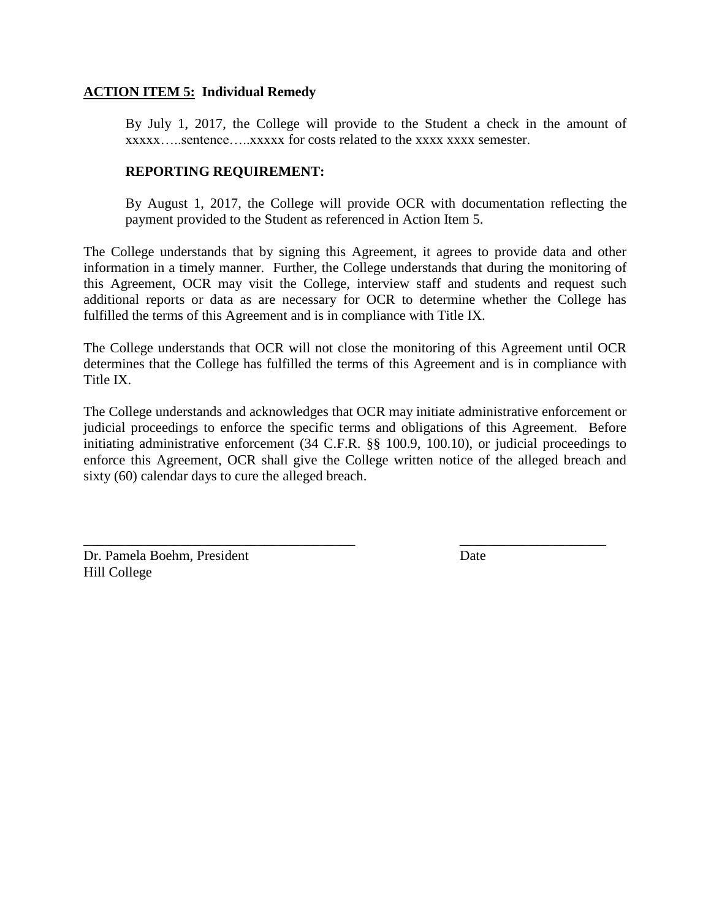**ACTION ITEM 5: Individual Remedy**

By July 1, 2017, the College will provide to the Student a check in the amount of xxxxx…..sentence…..xxxxx for costs related to the xxxx xxxx semester.

**REPORTING REQUIREMENT:**

By August 1, 2017, the College will provide OCR with documentation reflecting the payment provided to the Student as referenced in Action Item 5.

The College understands that by signing this Agreement, it agrees to provide data and other information in a timely manner. Further, the College understands that during the monitoring of this Agreement, OCR may visit the College, interview staff and students and request such additional reports or data as are necessary for OCR to determine whether the College has fulfilled the terms of this Agreement and is in compliance with Title IX.

The College understands that OCR will not close the monitoring of this Agreement until OCR determines that the College has fulfilled the terms of this Agreement and is in compliance with Title IX.

The College understands and acknowledges that OCR may initiate administrative enforcement or judicial proceedings to enforce the specific terms and obligations of this Agreement. Before initiating administrative enforcement (34 C.F.R. §§ 100.9, 100.10), or judicial proceedings to enforce this Agreement, OCR shall give the College written notice of the alleged breach and sixty (60) calendar days to cure the alleged breach.

\_\_\_\_\_\_\_\_\_\_\_\_\_\_\_\_\_\_\_\_\_\_\_\_\_\_\_\_\_\_\_\_\_\_\_\_\_\_\_ \_\_\_\_\_\_\_\_\_\_\_\_\_\_\_\_\_\_\_\_\_

Dr. Pamela Boehm, President Date
Hill College